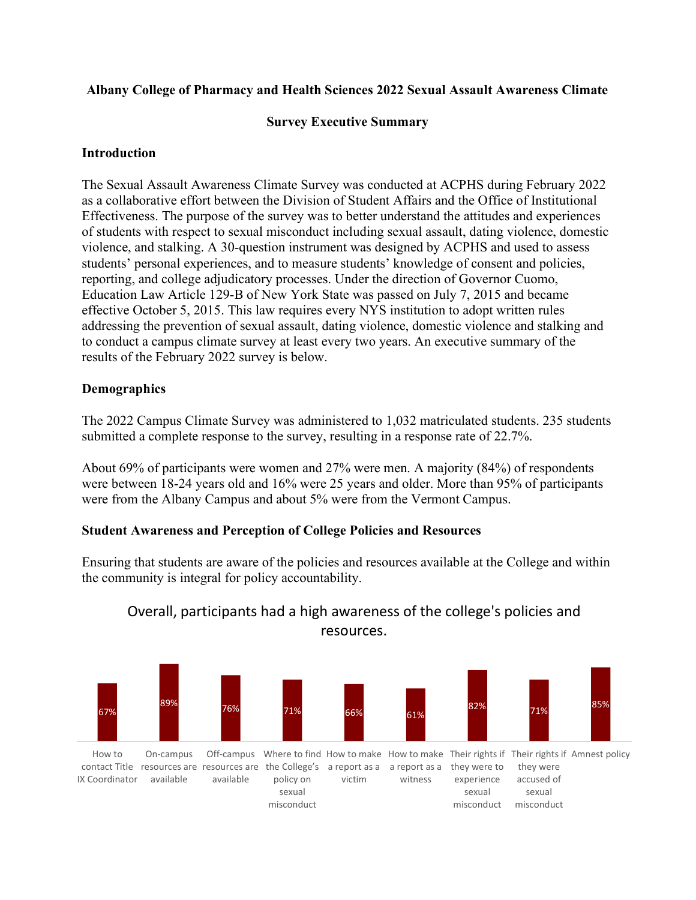**Albany College of Pharmacy and Health Sciences 2022 Sexual Assault Awareness Climate Survey Executive Summary**

## Introduction

The Sexual Assault Awareness Climate Survey was conducted at ACPHS during February 2022 as a collaborative effort between the Division of Student Affairs and the Office of Institutional Effectiveness. The purpose of the survey was to better understand the attitudes and experiences of students with respect to sexual misconduct including sexual assault, dating violence, domestic violence, and stalking. A 30-question instrument was designed by ACPHS and used to assess students' personal experiences, and to measure students' knowledge of consent and policies, reporting, and college adjudicatory processes. Under the direction of Governor Cuomo, Education Law Article 129-B of New York State was passed on July 7, 2015 and became effective October 5, 2015. This law requires every NYS institution to adopt written rules addressing the prevention of sexual assault, dating violence, domestic violence and stalking and to conduct a campus climate survey at least every two years. An executive summary of the results of the February 2022 survey is below.

## Demographics

The 2022 Campus Climate Survey was administered to 1,032 matriculated students. 235 students submitted a complete response to the survey, resulting in a response rate of 22.7%.

About 69% of participants were women and 27% were men. A majority (84%) of respondents were between 18-24 years old and 16% were 25 years and older. More than 95% of participants were from the Albany Campus and about 5% were from the Vermont Campus.

## Student Awareness and Perception of College Policies and Resources

Ensuring that students are aware of the policies and resources available at the College and within the community is integral for policy accountability.

Overall, participants had a high awareness of the college's policies and resources.

| How to contact Title IX Coordinator | On-campus resources are available | Off-campus resources are available | Where to find the College's policy on sexual misconduct | How to make a report as a victim | How to make a report as a witness | Their rights if they were to experience sexual misconduct | Their rights if they were accused of sexual misconduct | Amnest policy |
|---|---|---|---|---|---|---|---|---|
| 67% | 89% | 76% | 71% | 66% | 61% | 82% | 71% | 85% |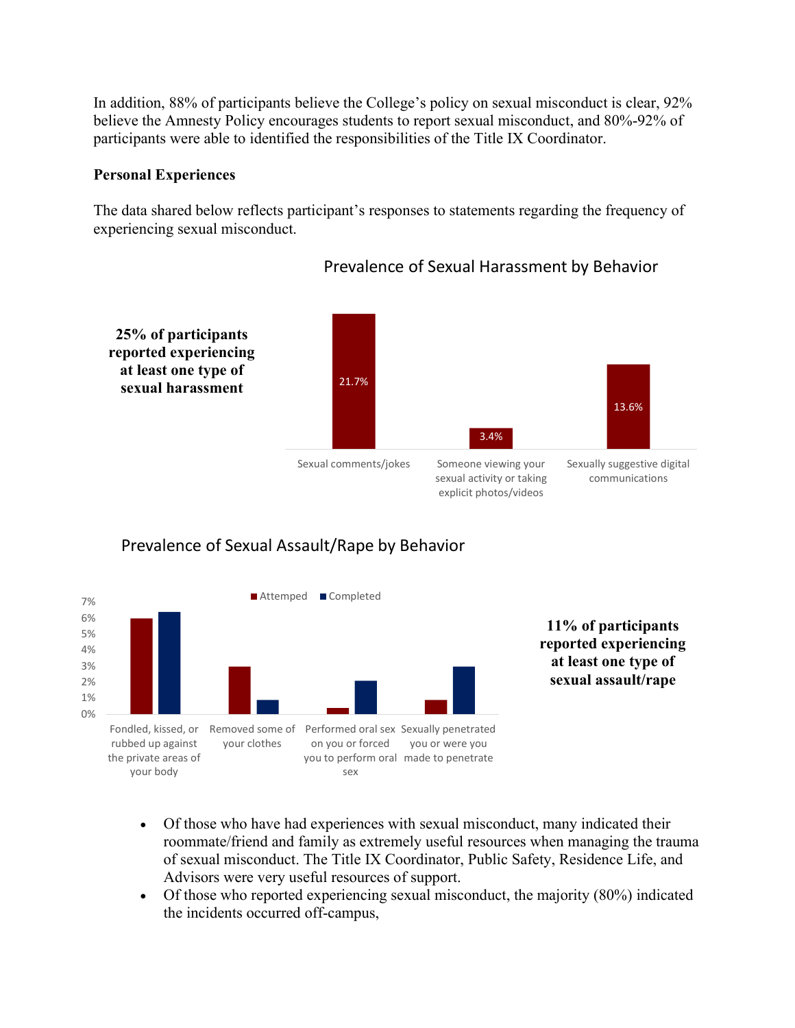In addition, 88% of participants believe the College's policy on sexual misconduct is clear, 92% believe the Amnesty Policy encourages students to report sexual misconduct, and 80%-92% of participants were able to identified the responsibilities of the Title IX Coordinator.

**Personal Experiences**

The data shared below reflects participant's responses to statements regarding the frequency of experiencing sexual misconduct.

Prevalence of Sexual Harassment by Behavior

| Behavior | Percentage |
| --- | --- |
| Sexual comments/jokes | 21.7% |
| Someone viewing your sexual activity or taking explicit photos/videos | 3.4% |
| Sexually suggestive digital communications | 13.6% |

**25% of participants reported experiencing at least one type of sexual harassment**

Prevalence of Sexual Assault/Rape by Behavior

| Behavior | Attemped | Completed |
| --- | --- | --- |
| Fondled, kissed, or rubbed up against the private areas of your body | 6% | 6.4% |
| Removed some of your clothes | 3% | 0.9% |
| Performed oral sex on you or forced you to perform oral sex | 0.4% | 2.1% |
| Sexually penetrated you or were you made to penetrate | 0.9% | 3% |

**11% of participants reported experiencing at least one type of sexual assault/rape**

- Of those who have had experiences with sexual misconduct, many indicated their roommate/friend and family as extremely useful resources when managing the trauma of sexual misconduct. The Title IX Coordinator, Public Safety, Residence Life, and Advisors were very useful resources of support.
- Of those who reported experiencing sexual misconduct, the majority (80%) indicated the incidents occurred off-campus,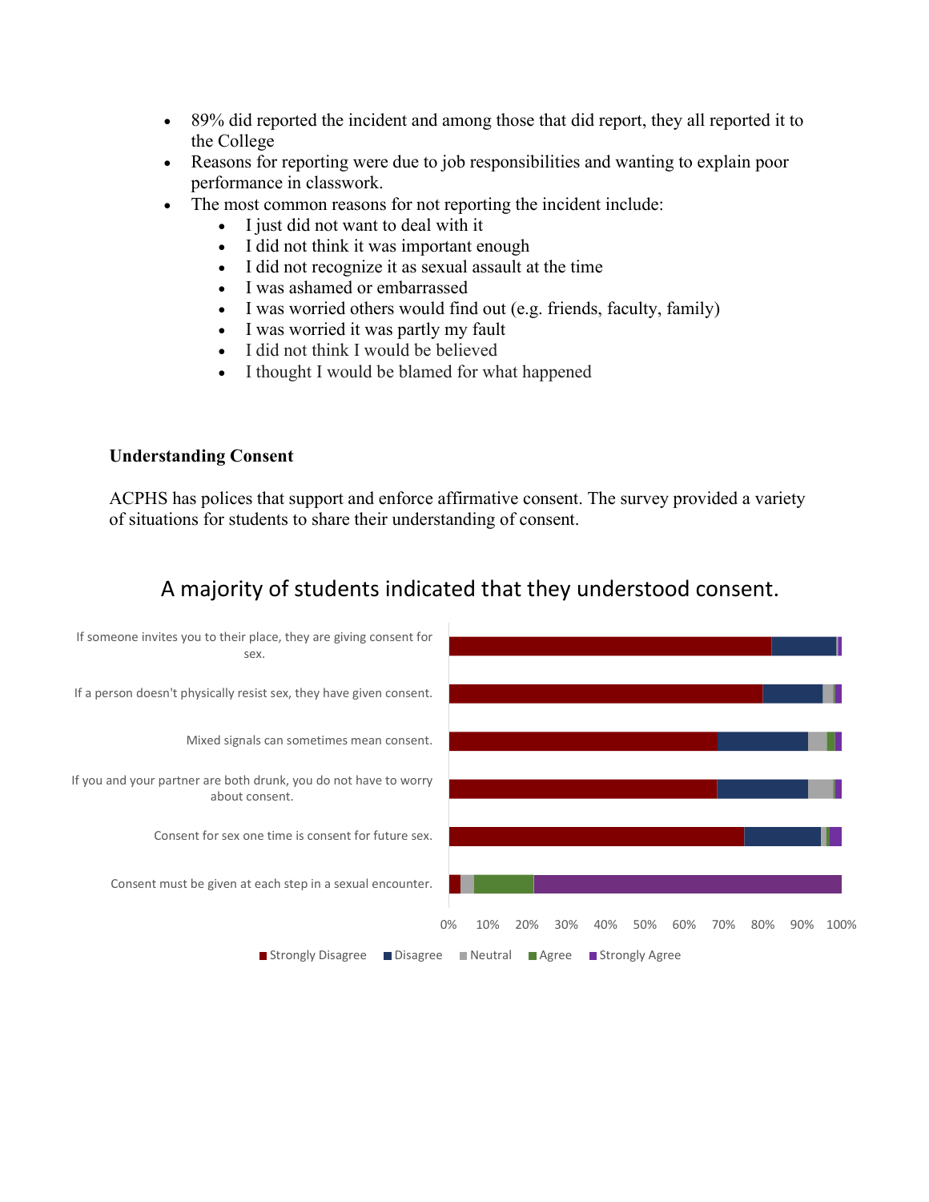- 89% did reported the incident and among those that did report, they all reported it to the College
- Reasons for reporting were due to job responsibilities and wanting to explain poor performance in classwork.
- The most common reasons for not reporting the incident include:
  - I just did not want to deal with it
  - I did not think it was important enough
  - I did not recognize it as sexual assault at the time
  - I was ashamed or embarrassed
  - I was worried others would find out (e.g. friends, faculty, family)
  - I was worried it was partly my fault
  - I did not think I would be believed
  - I thought I would be blamed for what happened

**Understanding Consent**

ACPHS has polices that support and enforce affirmative consent. The survey provided a variety of situations for students to share their understanding of consent.

A majority of students indicated that they understood consent.

If someone invites you to their place, they are giving consent for sex.

If a person doesn't physically resist sex, they have given consent.

Mixed signals can sometimes mean consent.

If you and your partner are both drunk, you do not have to worry about consent.

Consent for sex one time is consent for future sex.

Consent must be given at each step in a sexual encounter.

0% 10% 20% 30% 40% 50% 60% 70% 80% 90% 100%

Strongly Disagree Disagree Neutral Agree Strongly Agree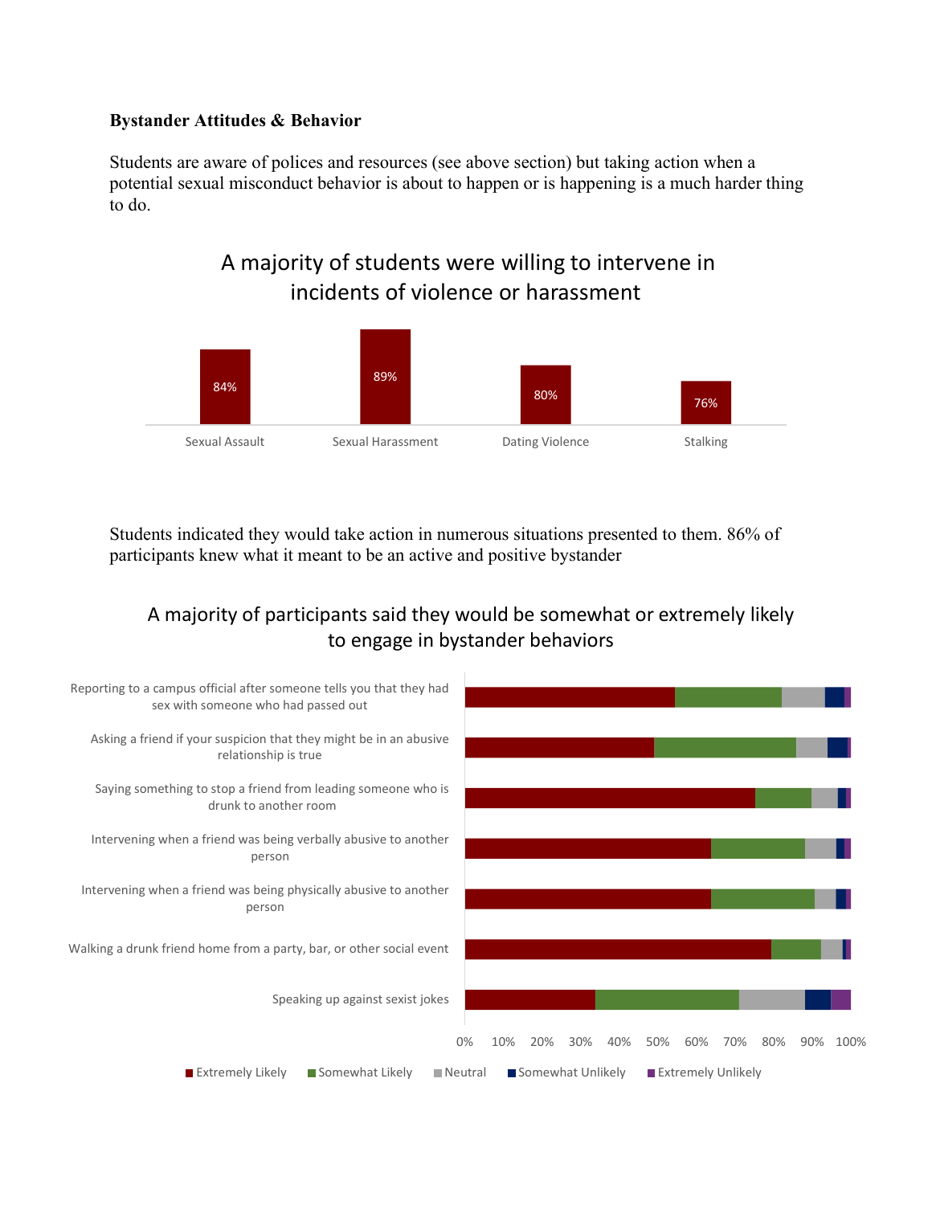**Bystander Attitudes & Behavior**

Students are aware of polices and resources (see above section) but taking action when a potential sexual misconduct behavior is about to happen or is happening is a much harder thing to do.

A majority of students were willing to intervene in incidents of violence or harassment

| Sexual Assault | Sexual Harassment | Dating Violence | Stalking |
|---|---|---|---|
| 84% | 89% | 80% | 76% |

Students indicated they would take action in numerous situations presented to them. 86% of participants knew what it meant to be an active and positive bystander

A majority of participants said they would be somewhat or extremely likely to engage in bystander behaviors

- Reporting to a campus official after someone tells you that they had sex with someone who had passed out
- Asking a friend if your suspicion that they might be in an abusive relationship is true
- Saying something to stop a friend from leading someone who is drunk to another room
- Intervening when a friend was being verbally abusive to another person
- Intervening when a friend was being physically abusive to another person
- Walking a drunk friend home from a party, bar, or other social event
- Speaking up against sexist jokes

Extremely Likely | Somewhat Likely | Neutral | Somewhat Unlikely | Extremely Unlikely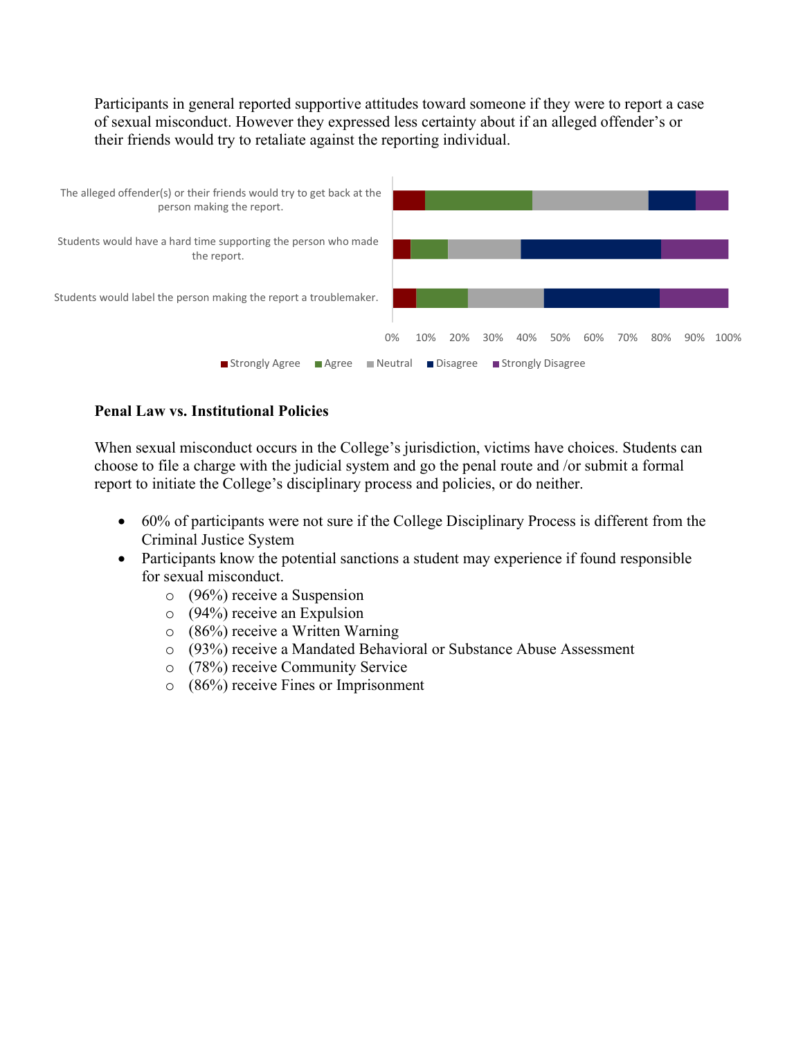Participants in general reported supportive attitudes toward someone if they were to report a case of sexual misconduct. However they expressed less certainty about if an alleged offender's or their friends would try to retaliate against the reporting individual.

The alleged offender(s) or their friends would try to get back at the person making the report.

Students would have a hard time supporting the person who made the report.

Students would label the person making the report a troublemaker.

0% 10% 20% 30% 40% 50% 60% 70% 80% 90% 100%

Strongly Agree | Agree | Neutral | Disagree | Strongly Disagree

**Penal Law vs. Institutional Policies**

When sexual misconduct occurs in the College's jurisdiction, victims have choices. Students can choose to file a charge with the judicial system and go the penal route and /or submit a formal report to initiate the College's disciplinary process and policies, or do neither.

- 60% of participants were not sure if the College Disciplinary Process is different from the Criminal Justice System
- Participants know the potential sanctions a student may experience if found responsible for sexual misconduct.
  - (96%) receive a Suspension
  - (94%) receive an Expulsion
  - (86%) receive a Written Warning
  - (93%) receive a Mandated Behavioral or Substance Abuse Assessment
  - (78%) receive Community Service
  - (86%) receive Fines or Imprisonment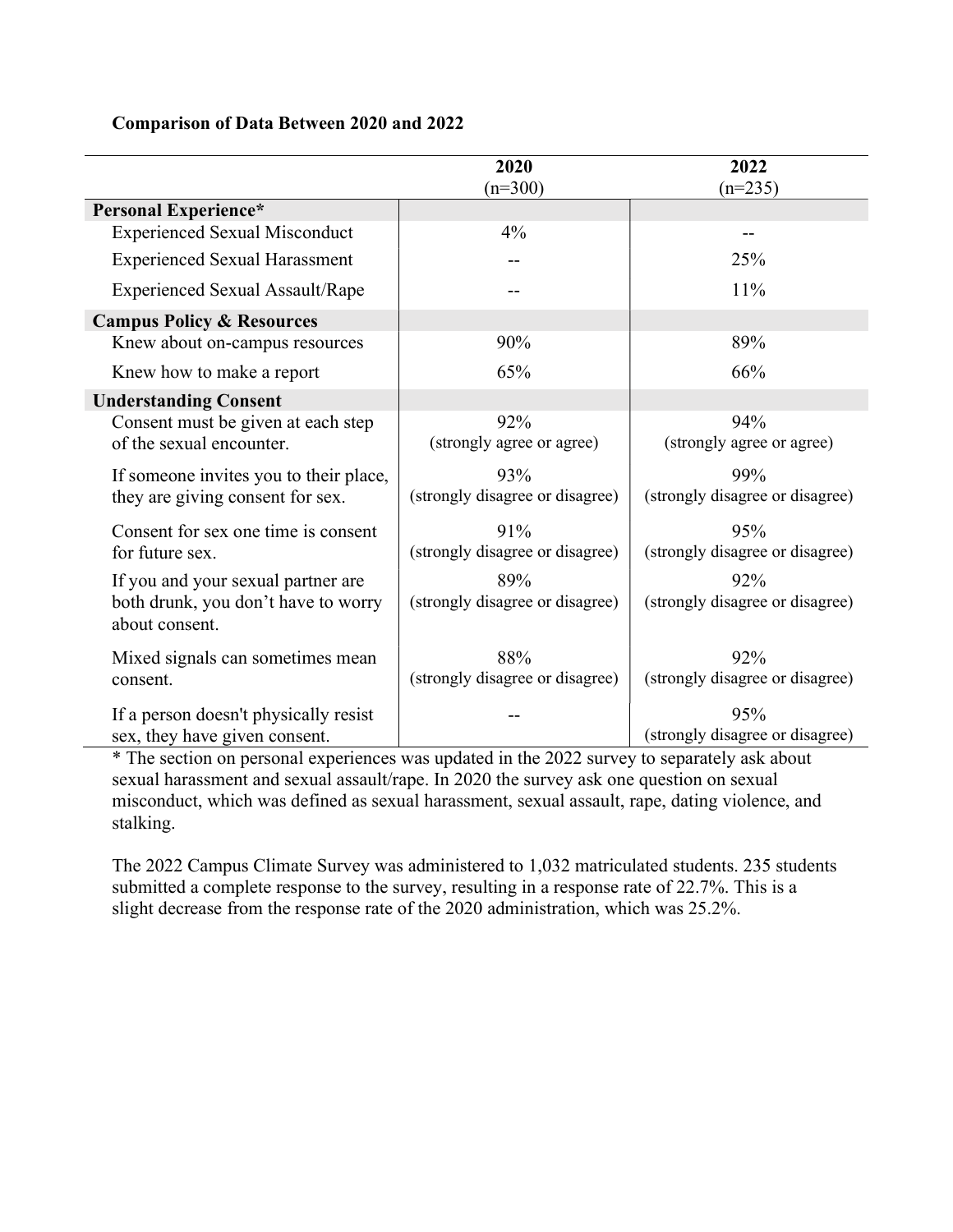**Comparison of Data Between 2020 and 2022**

| | 2020 (n=300) | 2022 (n=235) |
|---|---|---|
| **Personal Experience*** | | |
| Experienced Sexual Misconduct | 4% | -- |
| Experienced Sexual Harassment | -- | 25% |
| Experienced Sexual Assault/Rape | -- | 11% |
| **Campus Policy & Resources** | | |
| Knew about on-campus resources | 90% | 89% |
| Knew how to make a report | 65% | 66% |
| **Understanding Consent** | | |
| Consent must be given at each step of the sexual encounter. | 92% (strongly agree or agree) | 94% (strongly agree or agree) |
| If someone invites you to their place, they are giving consent for sex. | 93% (strongly disagree or disagree) | 99% (strongly disagree or disagree) |
| Consent for sex one time is consent for future sex. | 91% (strongly disagree or disagree) | 95% (strongly disagree or disagree) |
| If you and your sexual partner are both drunk, you don't have to worry about consent. | 89% (strongly disagree or disagree) | 92% (strongly disagree or disagree) |
| Mixed signals can sometimes mean consent. | 88% (strongly disagree or disagree) | 92% (strongly disagree or disagree) |
| If a person doesn't physically resist sex, they have given consent. | -- | 95% (strongly disagree or disagree) |

* The section on personal experiences was updated in the 2022 survey to separately ask about sexual harassment and sexual assault/rape. In 2020 the survey ask one question on sexual misconduct, which was defined as sexual harassment, sexual assault, rape, dating violence, and stalking.

The 2022 Campus Climate Survey was administered to 1,032 matriculated students. 235 students submitted a complete response to the survey, resulting in a response rate of 22.7%. This is a slight decrease from the response rate of the 2020 administration, which was 25.2%.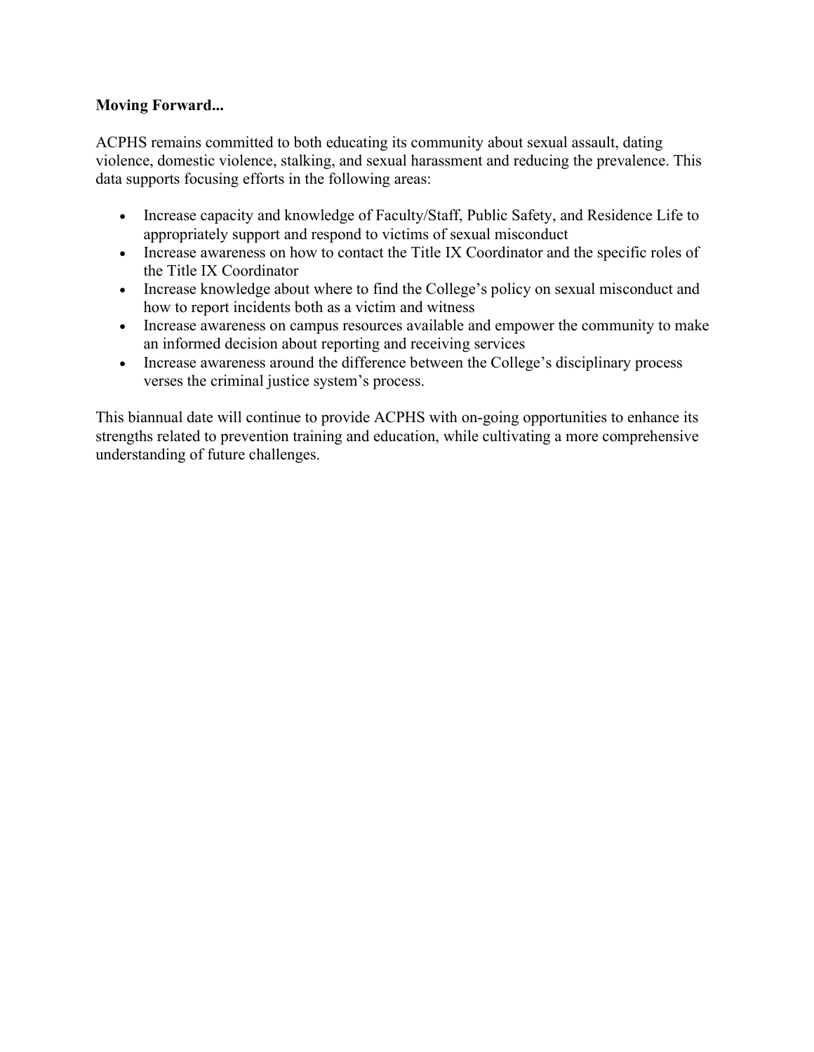**Moving Forward...**

ACPHS remains committed to both educating its community about sexual assault, dating violence, domestic violence, stalking, and sexual harassment and reducing the prevalence. This data supports focusing efforts in the following areas:

- Increase capacity and knowledge of Faculty/Staff, Public Safety, and Residence Life to appropriately support and respond to victims of sexual misconduct
- Increase awareness on how to contact the Title IX Coordinator and the specific roles of the Title IX Coordinator
- Increase knowledge about where to find the College's policy on sexual misconduct and how to report incidents both as a victim and witness
- Increase awareness on campus resources available and empower the community to make an informed decision about reporting and receiving services
- Increase awareness around the difference between the College's disciplinary process verses the criminal justice system's process.

This biannual date will continue to provide ACPHS with on-going opportunities to enhance its strengths related to prevention training and education, while cultivating a more comprehensive understanding of future challenges.